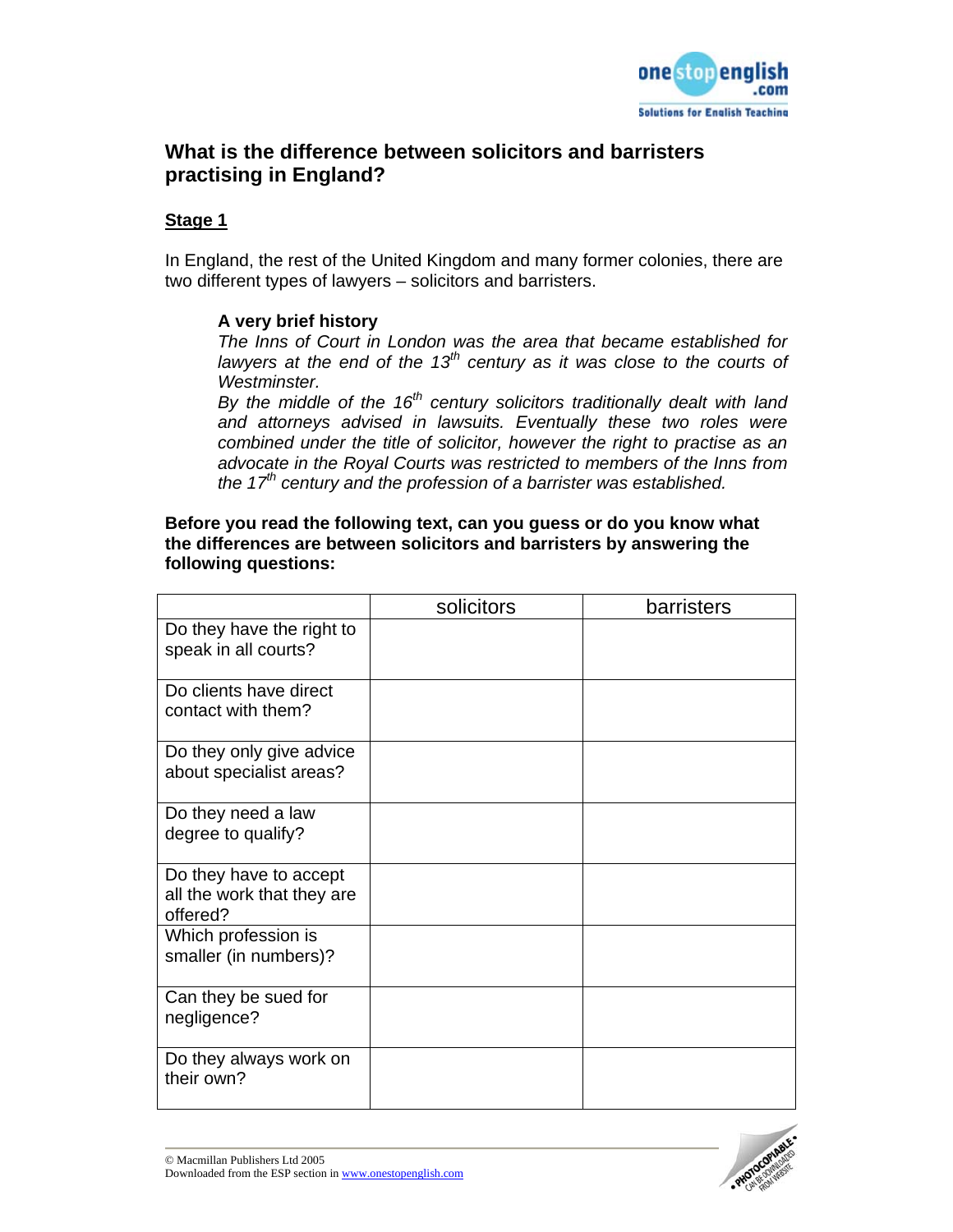## What is the difference between solicitors and barristers practising in England?

### Stage 1

In England, the rest of the United Kingdom and many former colonies, there are two different types of lawyers – solicitors and barristers.

> **A very brief history**
>
> *The Inns of Court in London was the area that became established for lawyers at the end of the 13th century as it was close to the courts of Westminster.*
>
> *By the middle of the 16th century solicitors traditionally dealt with land and attorneys advised in lawsuits. Eventually these two roles were combined under the title of solicitor, however the right to practise as an advocate in the Royal Courts was restricted to members of the Inns from the 17th century and the profession of a barrister was established.*

**Before you read the following text, can you guess or do you know what the differences are between solicitors and barristers by answering the following questions:**

| | solicitors | barristers |
|---|---|---|
| Do they have the right to speak in all courts? | | |
| Do clients have direct contact with them? | | |
| Do they only give advice about specialist areas? | | |
| Do they need a law degree to qualify? | | |
| Do they have to accept all the work that they are offered? | | |
| Which profession is smaller (in numbers)? | | |
| Can they be sued for negligence? | | |
| Do they always work on their own? | | |

© Macmillan Publishers Ltd 2005
Downloaded from the ESP section in www.onestopenglish.com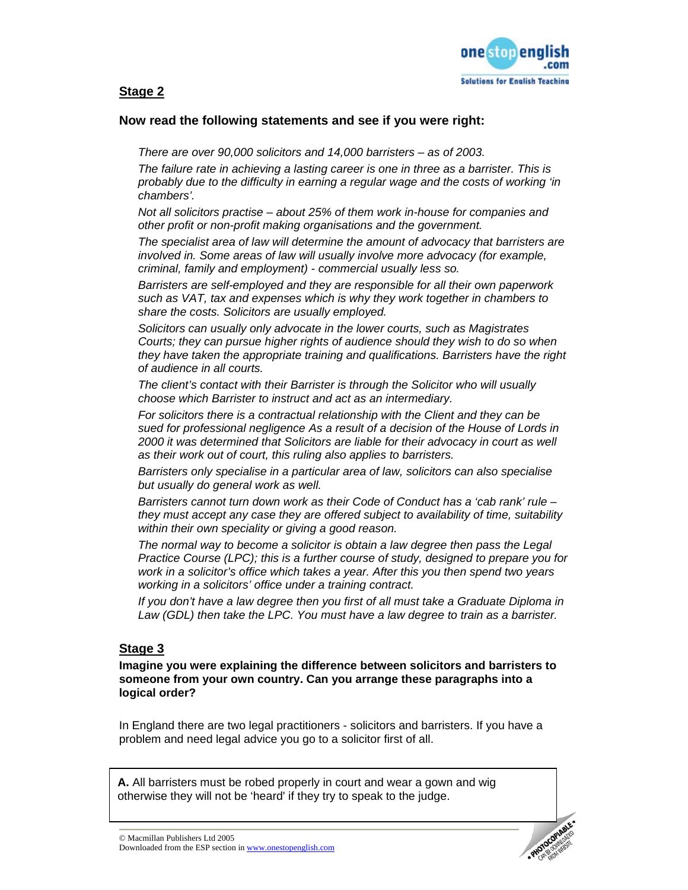## Stage 2

**Now read the following statements and see if you were right:**

*There are over 90,000 solicitors and 14,000 barristers – as of 2003.*

*The failure rate in achieving a lasting career is one in three as a barrister. This is probably due to the difficulty in earning a regular wage and the costs of working 'in chambers'.*

*Not all solicitors practise – about 25% of them work in-house for companies and other profit or non-profit making organisations and the government.*

*The specialist area of law will determine the amount of advocacy that barristers are involved in. Some areas of law will usually involve more advocacy (for example, criminal, family and employment) - commercial usually less so.*

*Barristers are self-employed and they are responsible for all their own paperwork such as VAT, tax and expenses which is why they work together in chambers to share the costs. Solicitors are usually employed.*

*Solicitors can usually only advocate in the lower courts, such as Magistrates Courts; they can pursue higher rights of audience should they wish to do so when they have taken the appropriate training and qualifications. Barristers have the right of audience in all courts.*

*The client's contact with their Barrister is through the Solicitor who will usually choose which Barrister to instruct and act as an intermediary.*

*For solicitors there is a contractual relationship with the Client and they can be sued for professional negligence As a result of a decision of the House of Lords in 2000 it was determined that Solicitors are liable for their advocacy in court as well as their work out of court, this ruling also applies to barristers.*

*Barristers only specialise in a particular area of law, solicitors can also specialise but usually do general work as well.*

*Barristers cannot turn down work as their Code of Conduct has a 'cab rank' rule – they must accept any case they are offered subject to availability of time, suitability within their own speciality or giving a good reason.*

*The normal way to become a solicitor is obtain a law degree then pass the Legal Practice Course (LPC); this is a further course of study, designed to prepare you for work in a solicitor's office which takes a year. After this you then spend two years working in a solicitors' office under a training contract.*

*If you don't have a law degree then you first of all must take a Graduate Diploma in Law (GDL) then take the LPC. You must have a law degree to train as a barrister.*

## Stage 3

**Imagine you were explaining the difference between solicitors and barristers to someone from your own country. Can you arrange these paragraphs into a logical order?**

In England there are two legal practitioners - solicitors and barristers. If you have a problem and need legal advice you go to a solicitor first of all.

**A.** All barristers must be robed properly in court and wear a gown and wig otherwise they will not be 'heard' if they try to speak to the judge.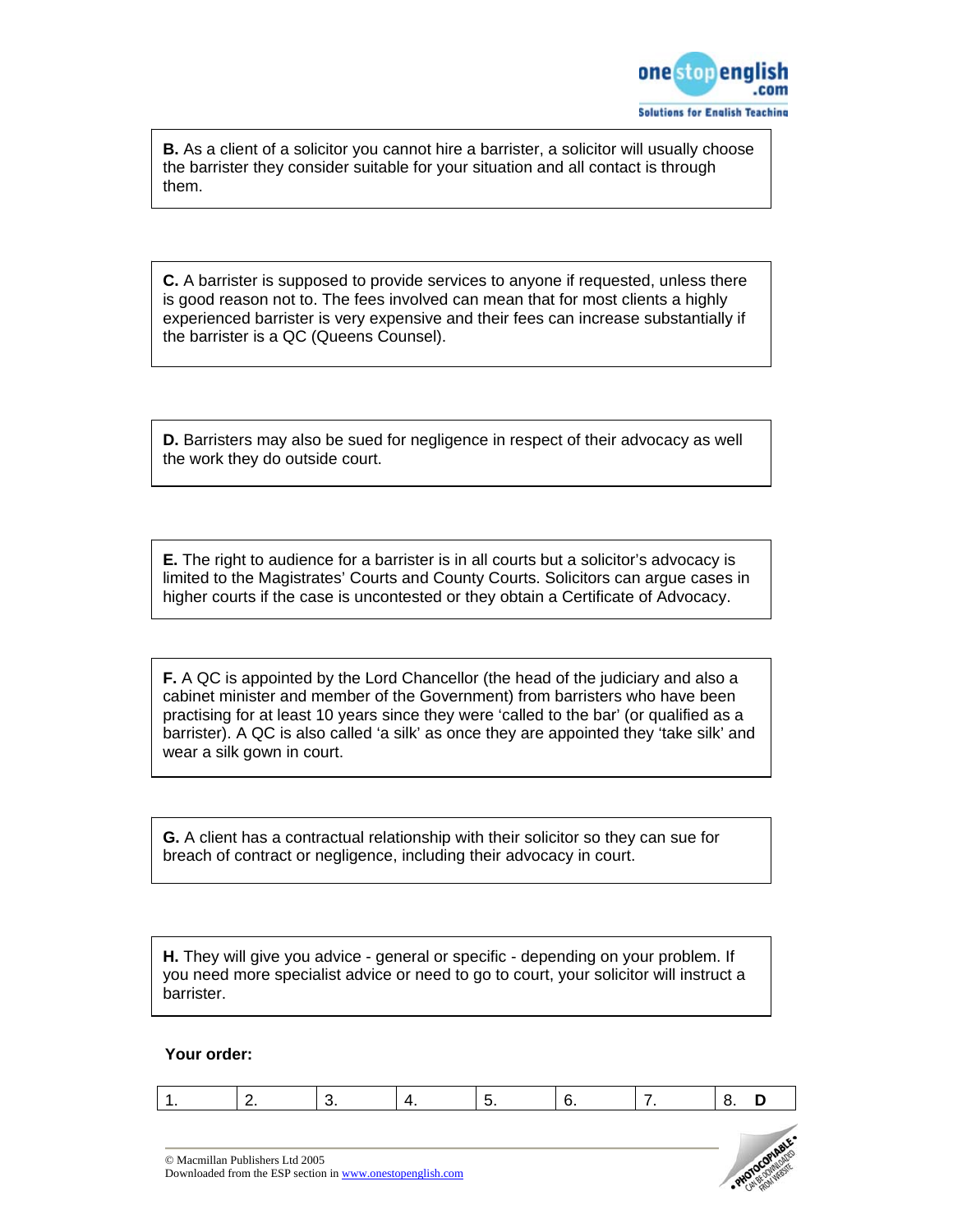**B.** As a client of a solicitor you cannot hire a barrister, a solicitor will usually choose the barrister they consider suitable for your situation and all contact is through them.

**C.** A barrister is supposed to provide services to anyone if requested, unless there is good reason not to. The fees involved can mean that for most clients a highly experienced barrister is very expensive and their fees can increase substantially if the barrister is a QC (Queens Counsel).

**D.** Barristers may also be sued for negligence in respect of their advocacy as well the work they do outside court.

**E.** The right to audience for a barrister is in all courts but a solicitor's advocacy is limited to the Magistrates' Courts and County Courts. Solicitors can argue cases in higher courts if the case is uncontested or they obtain a Certificate of Advocacy.

**F.** A QC is appointed by the Lord Chancellor (the head of the judiciary and also a cabinet minister and member of the Government) from barristers who have been practising for at least 10 years since they were 'called to the bar' (or qualified as a barrister). A QC is also called 'a silk' as once they are appointed they 'take silk' and wear a silk gown in court.

**G.** A client has a contractual relationship with their solicitor so they can sue for breach of contract or negligence, including their advocacy in court.

**H.** They will give you advice - general or specific - depending on your problem. If you need more specialist advice or need to go to court, your solicitor will instruct a barrister.

**Your order:**

| 1. | 2. | 3. | 4. | 5. | 6. | 7. | 8. **D** |
|---|---|---|---|---|---|---|---|

© Macmillan Publishers Ltd 2005
Downloaded from the ESP section in www.onestopenglish.com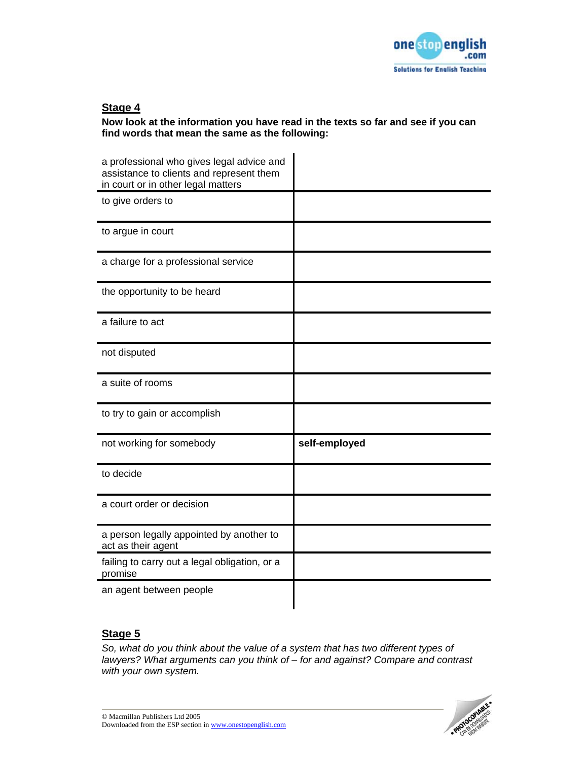## Stage 4

**Now look at the information you have read in the texts so far and see if you can find words that mean the same as the following:**

| | |
|---|---|
| a professional who gives legal advice and assistance to clients and represent them in court or in other legal matters | |
| to give orders to | |
| to argue in court | |
| a charge for a professional service | |
| the opportunity to be heard | |
| a failure to act | |
| not disputed | |
| a suite of rooms | |
| to try to gain or accomplish | |
| not working for somebody | **self-employed** |
| to decide | |
| a court order or decision | |
| a person legally appointed by another to act as their agent | |
| failing to carry out a legal obligation, or a promise | |
| an agent between people | |

## Stage 5

*So, what do you think about the value of a system that has two different types of lawyers? What arguments can you think of – for and against? Compare and contrast with your own system.*

© Macmillan Publishers Ltd 2005
Downloaded from the ESP section in www.onestopenglish.com